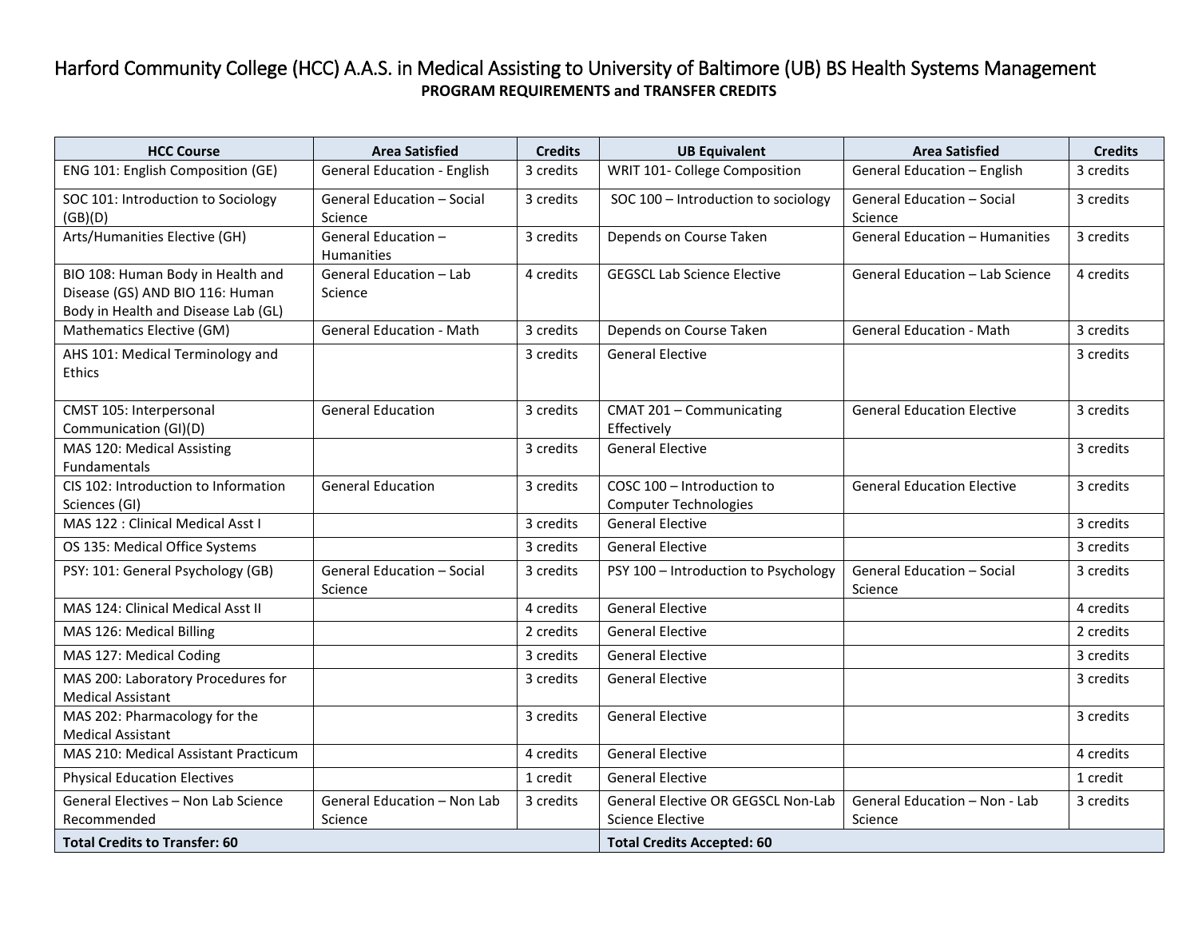# Harford Community College (HCC) A.A.S. in Medical Assisting to University of Baltimore (UB) BS Health Systems Management

**PROGRAM REQUIREMENTS and TRANSFER CREDITS**

| HCC Course | Area Satisfied | Credits | UB Equivalent | Area Satisfied | Credits |
|---|---|---|---|---|---|
| ENG 101: English Composition (GE) | General Education - English | 3 credits | WRIT 101- College Composition | General Education – English | 3 credits |
| SOC 101: Introduction to Sociology (GB)(D) | General Education – Social Science | 3 credits | SOC 100 – Introduction to sociology | General Education – Social Science | 3 credits |
| Arts/Humanities Elective (GH) | General Education – Humanities | 3 credits | Depends on Course Taken | General Education – Humanities | 3 credits |
| BIO 108: Human Body in Health and Disease (GS) AND BIO 116: Human Body in Health and Disease Lab (GL) | General Education – Lab Science | 4 credits | GEGSCL Lab Science Elective | General Education – Lab Science | 4 credits |
| Mathematics Elective (GM) | General Education - Math | 3 credits | Depends on Course Taken | General Education - Math | 3 credits |
| AHS 101: Medical Terminology and Ethics | | 3 credits | General Elective | | 3 credits |
| CMST 105: Interpersonal Communication (GI)(D) | General Education | 3 credits | CMAT 201 – Communicating Effectively | General Education Elective | 3 credits |
| MAS 120: Medical Assisting Fundamentals | | 3 credits | General Elective | | 3 credits |
| CIS 102: Introduction to Information Sciences (GI) | General Education | 3 credits | COSC 100 – Introduction to Computer Technologies | General Education Elective | 3 credits |
| MAS 122 : Clinical Medical Asst I | | 3 credits | General Elective | | 3 credits |
| OS 135: Medical Office Systems | | 3 credits | General Elective | | 3 credits |
| PSY: 101: General Psychology (GB) | General Education – Social Science | 3 credits | PSY 100 – Introduction to Psychology | General Education – Social Science | 3 credits |
| MAS 124: Clinical Medical Asst II | | 4 credits | General Elective | | 4 credits |
| MAS 126: Medical Billing | | 2 credits | General Elective | | 2 credits |
| MAS 127: Medical Coding | | 3 credits | General Elective | | 3 credits |
| MAS 200: Laboratory Procedures for Medical Assistant | | 3 credits | General Elective | | 3 credits |
| MAS 202: Pharmacology for the Medical Assistant | | 3 credits | General Elective | | 3 credits |
| MAS 210: Medical Assistant Practicum | | 4 credits | General Elective | | 4 credits |
| Physical Education Electives | | 1 credit | General Elective | | 1 credit |
| General Electives – Non Lab Science Recommended | General Education – Non Lab Science | 3 credits | General Elective OR GEGSCL Non-Lab Science Elective | General Education – Non - Lab Science | 3 credits |
| **Total Credits to Transfer: 60** | | | **Total Credits Accepted: 60** | | |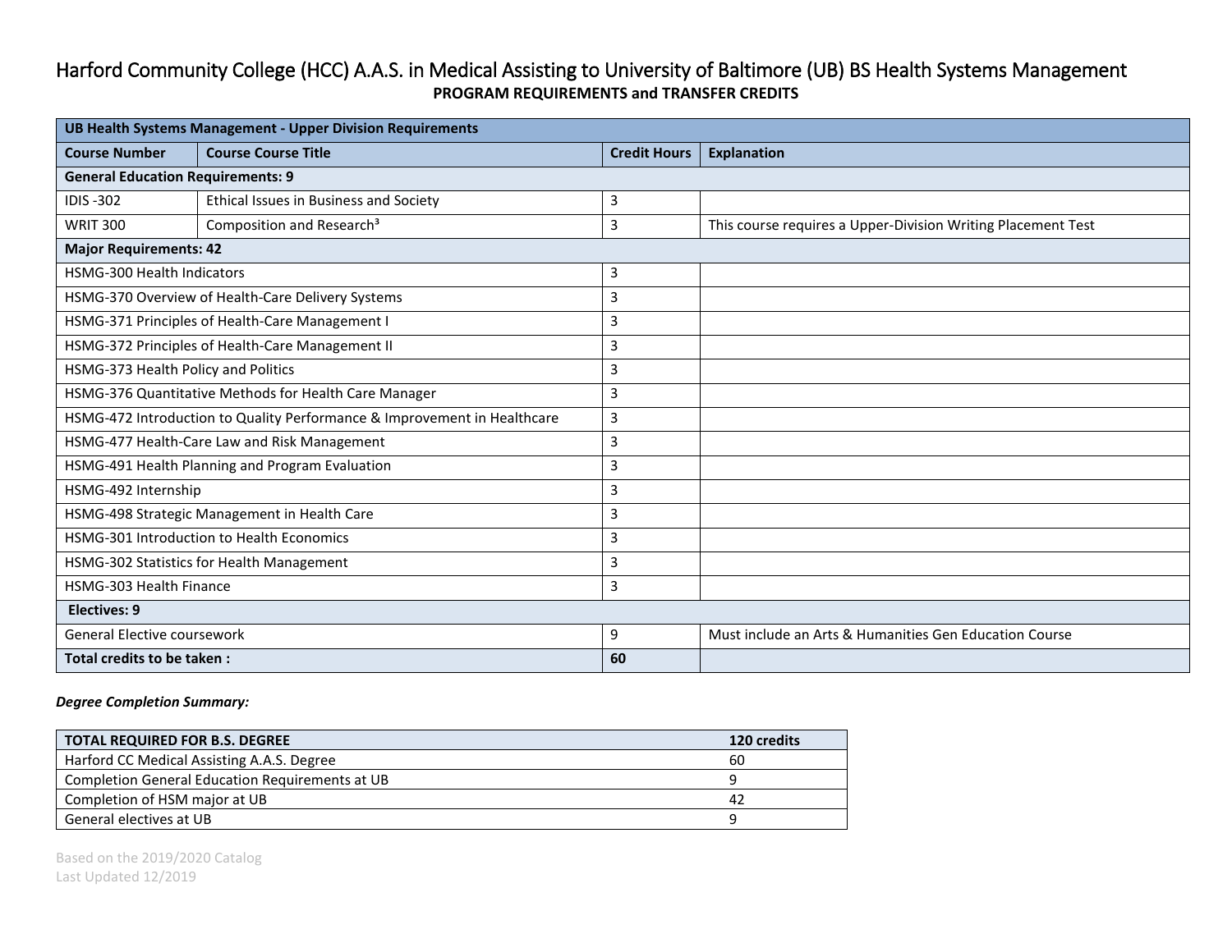# Harford Community College (HCC) A.A.S. in Medical Assisting to University of Baltimore (UB) BS Health Systems Management

**PROGRAM REQUIREMENTS and TRANSFER CREDITS**

| UB Health Systems Management - Upper Division Requirements | | | |
|---|---|---|---|
| **Course Number** | **Course Course Title** | **Credit Hours** | **Explanation** |
| **General Education Requirements: 9** | | | |
| IDIS -302 | Ethical Issues in Business and Society | 3 | |
| WRIT 300 | Composition and Research[3] | 3 | This course requires a Upper-Division Writing Placement Test |
| **Major Requirements: 42** | | | |
| HSMG-300 Health Indicators | | 3 | |
| HSMG-370 Overview of Health-Care Delivery Systems | | 3 | |
| HSMG-371 Principles of Health-Care Management I | | 3 | |
| HSMG-372 Principles of Health-Care Management II | | 3 | |
| HSMG-373 Health Policy and Politics | | 3 | |
| HSMG-376 Quantitative Methods for Health Care Manager | | 3 | |
| HSMG-472 Introduction to Quality Performance & Improvement in Healthcare | | 3 | |
| HSMG-477 Health-Care Law and Risk Management | | 3 | |
| HSMG-491 Health Planning and Program Evaluation | | 3 | |
| HSMG-492 Internship | | 3 | |
| HSMG-498 Strategic Management in Health Care | | 3 | |
| HSMG-301 Introduction to Health Economics | | 3 | |
| HSMG-302 Statistics for Health Management | | 3 | |
| HSMG-303 Health Finance | | 3 | |
| **Electives: 9** | | | |
| General Elective coursework | | 9 | Must include an Arts & Humanities Gen Education Course |
| **Total credits to be taken :** | | **60** | |

***Degree Completion Summary:***

| **TOTAL REQUIRED FOR B.S. DEGREE** | **120 credits** |
|---|---|
| Harford CC Medical Assisting A.A.S. Degree | 60 |
| Completion General Education Requirements at UB | 9 |
| Completion of HSM major at UB | 42 |
| General electives at UB | 9 |

Based on the 2019/2020 Catalog
Last Updated 12/2019